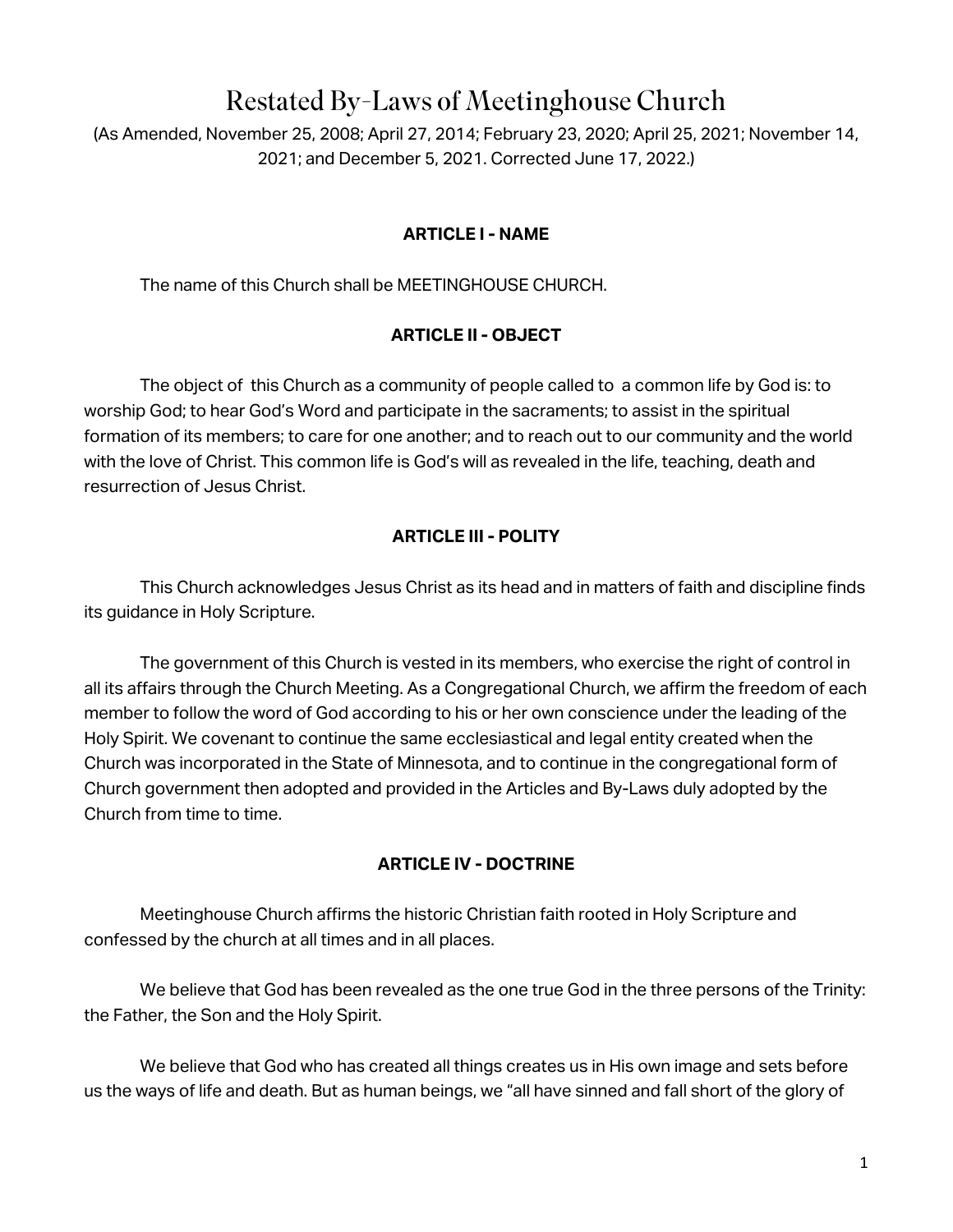# Restated By-Laws of Meetinghouse Church

(As Amended, November 25, 2008; April 27, 2014; February 23, 2020; April 25, 2021; November 14, 2021; and December 5, 2021. Corrected June 17, 2022.)

### ARTICLE I - NAME

The name of this Church shall be MEETINGHOUSE CHURCH.

### ARTICLE II - OBJECT

The object of this Church as a community of people called to a common life by God is: to worship God; to hear God's Word and participate in the sacraments; to assist in the spiritual formation of its members; to care for one another; and to reach out to our community and the world with the love of Christ. This common life is God's will as revealed in the life, teaching, death and resurrection of Jesus Christ.

### ARTICLE III - POLITY

This Church acknowledges Jesus Christ as its head and in matters of faith and discipline finds its guidance in Holy Scripture.

The government of this Church is vested in its members, who exercise the right of control in all its affairs through the Church Meeting. As a Congregational Church, we affirm the freedom of each member to follow the word of God according to his or her own conscience under the leading of the Holy Spirit. We covenant to continue the same ecclesiastical and legal entity created when the Church was incorporated in the State of Minnesota, and to continue in the congregational form of Church government then adopted and provided in the Articles and By-Laws duly adopted by the Church from time to time.

### ARTICLE IV - DOCTRINE

Meetinghouse Church affirms the historic Christian faith rooted in Holy Scripture and confessed by the church at all times and in all places.

We believe that God has been revealed as the one true God in the three persons of the Trinity: the Father, the Son and the Holy Spirit.

We believe that God who has created all things creates us in His own image and sets before us the ways of life and death. But as human beings, we "all have sinned and fall short of the glory of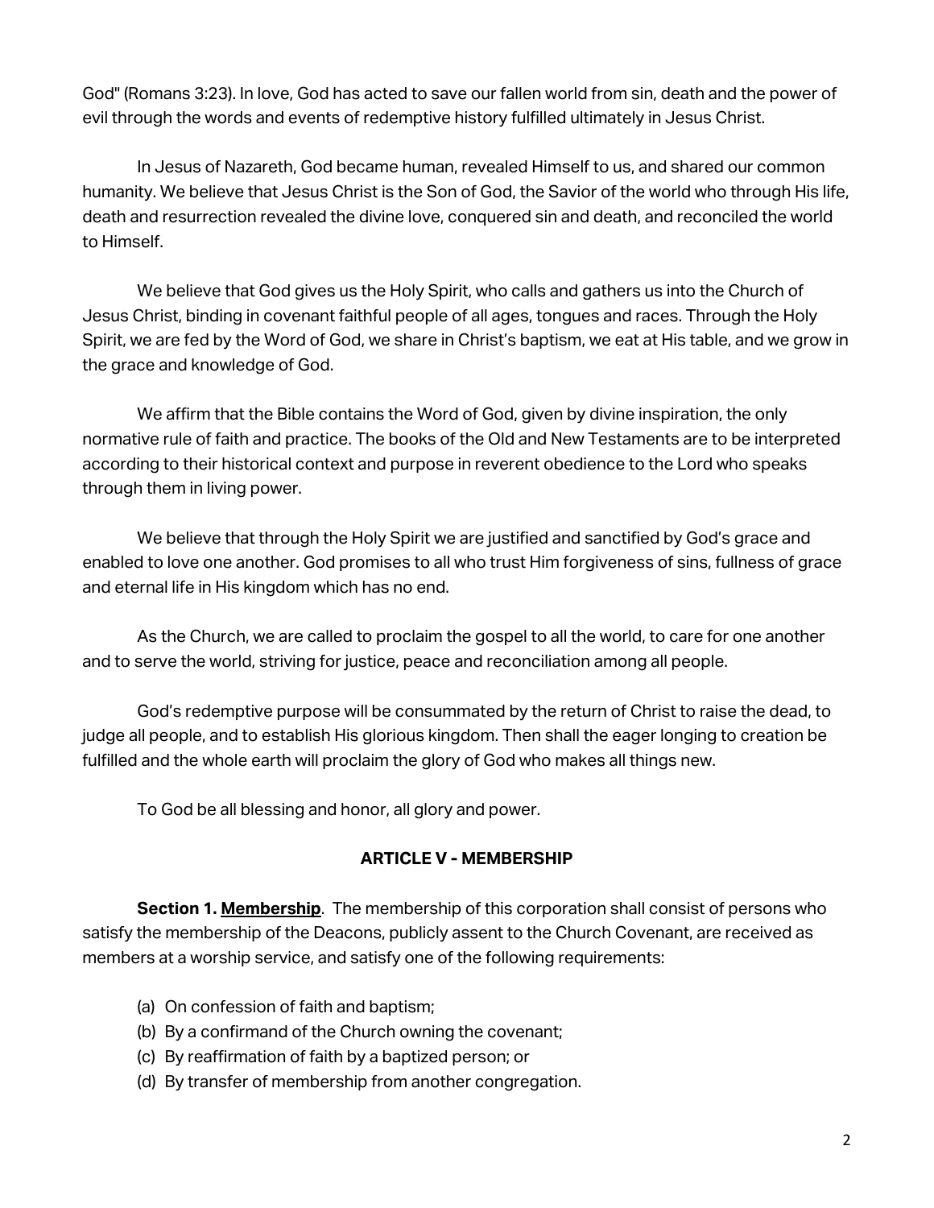God" (Romans 3:23). In love, God has acted to save our fallen world from sin, death and the power of evil through the words and events of redemptive history fulfilled ultimately in Jesus Christ.

In Jesus of Nazareth, God became human, revealed Himself to us, and shared our common humanity. We believe that Jesus Christ is the Son of God, the Savior of the world who through His life, death and resurrection revealed the divine love, conquered sin and death, and reconciled the world to Himself.

We believe that God gives us the Holy Spirit, who calls and gathers us into the Church of Jesus Christ, binding in covenant faithful people of all ages, tongues and races. Through the Holy Spirit, we are fed by the Word of God, we share in Christ's baptism, we eat at His table, and we grow in the grace and knowledge of God.

We affirm that the Bible contains the Word of God, given by divine inspiration, the only normative rule of faith and practice. The books of the Old and New Testaments are to be interpreted according to their historical context and purpose in reverent obedience to the Lord who speaks through them in living power.

We believe that through the Holy Spirit we are justified and sanctified by God's grace and enabled to love one another. God promises to all who trust Him forgiveness of sins, fullness of grace and eternal life in His kingdom which has no end.

As the Church, we are called to proclaim the gospel to all the world, to care for one another and to serve the world, striving for justice, peace and reconciliation among all people.

God's redemptive purpose will be consummated by the return of Christ to raise the dead, to judge all people, and to establish His glorious kingdom. Then shall the eager longing to creation be fulfilled and the whole earth will proclaim the glory of God who makes all things new.

To God be all blessing and honor, all glory and power.

## ARTICLE V - MEMBERSHIP

**Section 1. <u>Membership</u>**. The membership of this corporation shall consist of persons who satisfy the membership of the Deacons, publicly assent to the Church Covenant, are received as members at a worship service, and satisfy one of the following requirements:

(a) On confession of faith and baptism;
(b) By a confirmand of the Church owning the covenant;
(c) By reaffirmation of faith by a baptized person; or
(d) By transfer of membership from another congregation.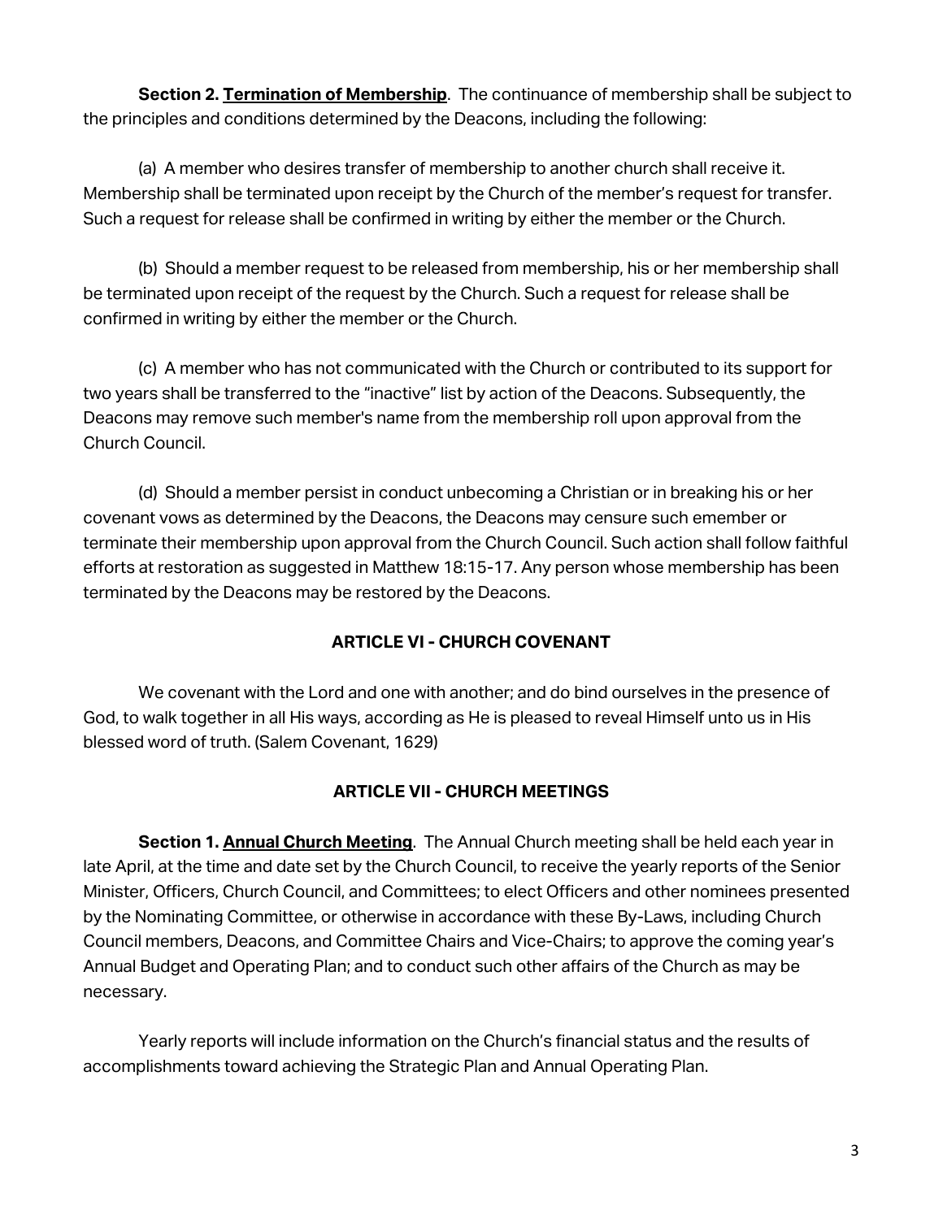**Section 2. Termination of Membership**. The continuance of membership shall be subject to the principles and conditions determined by the Deacons, including the following:

(a) A member who desires transfer of membership to another church shall receive it. Membership shall be terminated upon receipt by the Church of the member's request for transfer. Such a request for release shall be confirmed in writing by either the member or the Church.

(b) Should a member request to be released from membership, his or her membership shall be terminated upon receipt of the request by the Church. Such a request for release shall be confirmed in writing by either the member or the Church.

(c) A member who has not communicated with the Church or contributed to its support for two years shall be transferred to the "inactive" list by action of the Deacons. Subsequently, the Deacons may remove such member's name from the membership roll upon approval from the Church Council.

(d) Should a member persist in conduct unbecoming a Christian or in breaking his or her covenant vows as determined by the Deacons, the Deacons may censure such emember or terminate their membership upon approval from the Church Council. Such action shall follow faithful efforts at restoration as suggested in Matthew 18:15-17. Any person whose membership has been terminated by the Deacons may be restored by the Deacons.

## ARTICLE VI - CHURCH COVENANT

We covenant with the Lord and one with another; and do bind ourselves in the presence of God, to walk together in all His ways, according as He is pleased to reveal Himself unto us in His blessed word of truth. (Salem Covenant, 1629)

## ARTICLE VII - CHURCH MEETINGS

**Section 1. Annual Church Meeting**. The Annual Church meeting shall be held each year in late April, at the time and date set by the Church Council, to receive the yearly reports of the Senior Minister, Officers, Church Council, and Committees; to elect Officers and other nominees presented by the Nominating Committee, or otherwise in accordance with these By-Laws, including Church Council members, Deacons, and Committee Chairs and Vice-Chairs; to approve the coming year's Annual Budget and Operating Plan; and to conduct such other affairs of the Church as may be necessary.

Yearly reports will include information on the Church's financial status and the results of accomplishments toward achieving the Strategic Plan and Annual Operating Plan.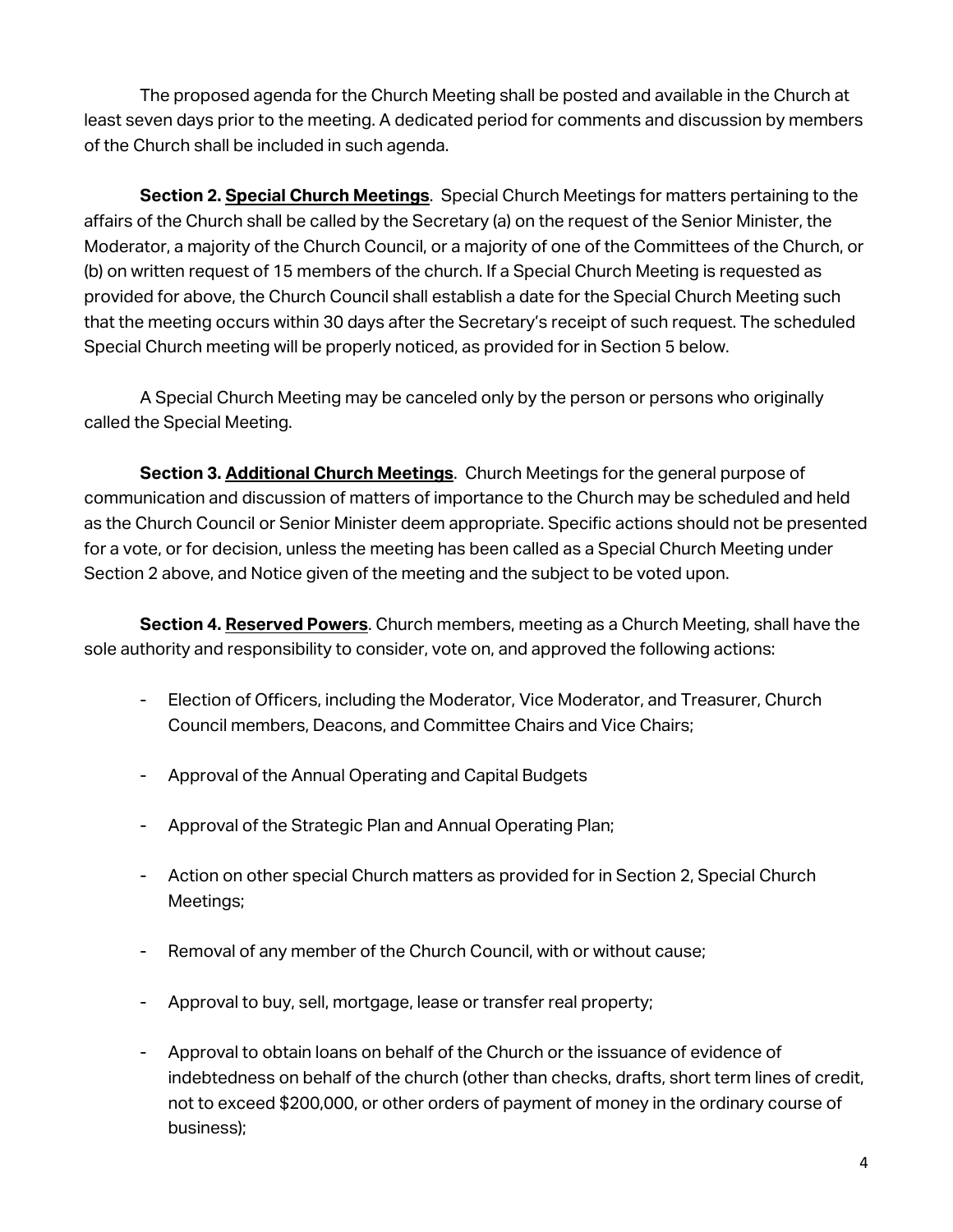The proposed agenda for the Church Meeting shall be posted and available in the Church at least seven days prior to the meeting. A dedicated period for comments and discussion by members of the Church shall be included in such agenda.

**Section 2. <u>Special Church Meetings</u>**. Special Church Meetings for matters pertaining to the affairs of the Church shall be called by the Secretary (a) on the request of the Senior Minister, the Moderator, a majority of the Church Council, or a majority of one of the Committees of the Church, or (b) on written request of 15 members of the church. If a Special Church Meeting is requested as provided for above, the Church Council shall establish a date for the Special Church Meeting such that the meeting occurs within 30 days after the Secretary's receipt of such request. The scheduled Special Church meeting will be properly noticed, as provided for in Section 5 below.

A Special Church Meeting may be canceled only by the person or persons who originally called the Special Meeting.

**Section 3. <u>Additional Church Meetings</u>**. Church Meetings for the general purpose of communication and discussion of matters of importance to the Church may be scheduled and held as the Church Council or Senior Minister deem appropriate. Specific actions should not be presented for a vote, or for decision, unless the meeting has been called as a Special Church Meeting under Section 2 above, and Notice given of the meeting and the subject to be voted upon.

**Section 4. <u>Reserved Powers</u>**. Church members, meeting as a Church Meeting, shall have the sole authority and responsibility to consider, vote on, and approved the following actions:

- Election of Officers, including the Moderator, Vice Moderator, and Treasurer, Church Council members, Deacons, and Committee Chairs and Vice Chairs;
- Approval of the Annual Operating and Capital Budgets
- Approval of the Strategic Plan and Annual Operating Plan;
- Action on other special Church matters as provided for in Section 2, Special Church Meetings;
- Removal of any member of the Church Council, with or without cause;
- Approval to buy, sell, mortgage, lease or transfer real property;
- Approval to obtain loans on behalf of the Church or the issuance of evidence of indebtedness on behalf of the church (other than checks, drafts, short term lines of credit, not to exceed $200,000, or other orders of payment of money in the ordinary course of business);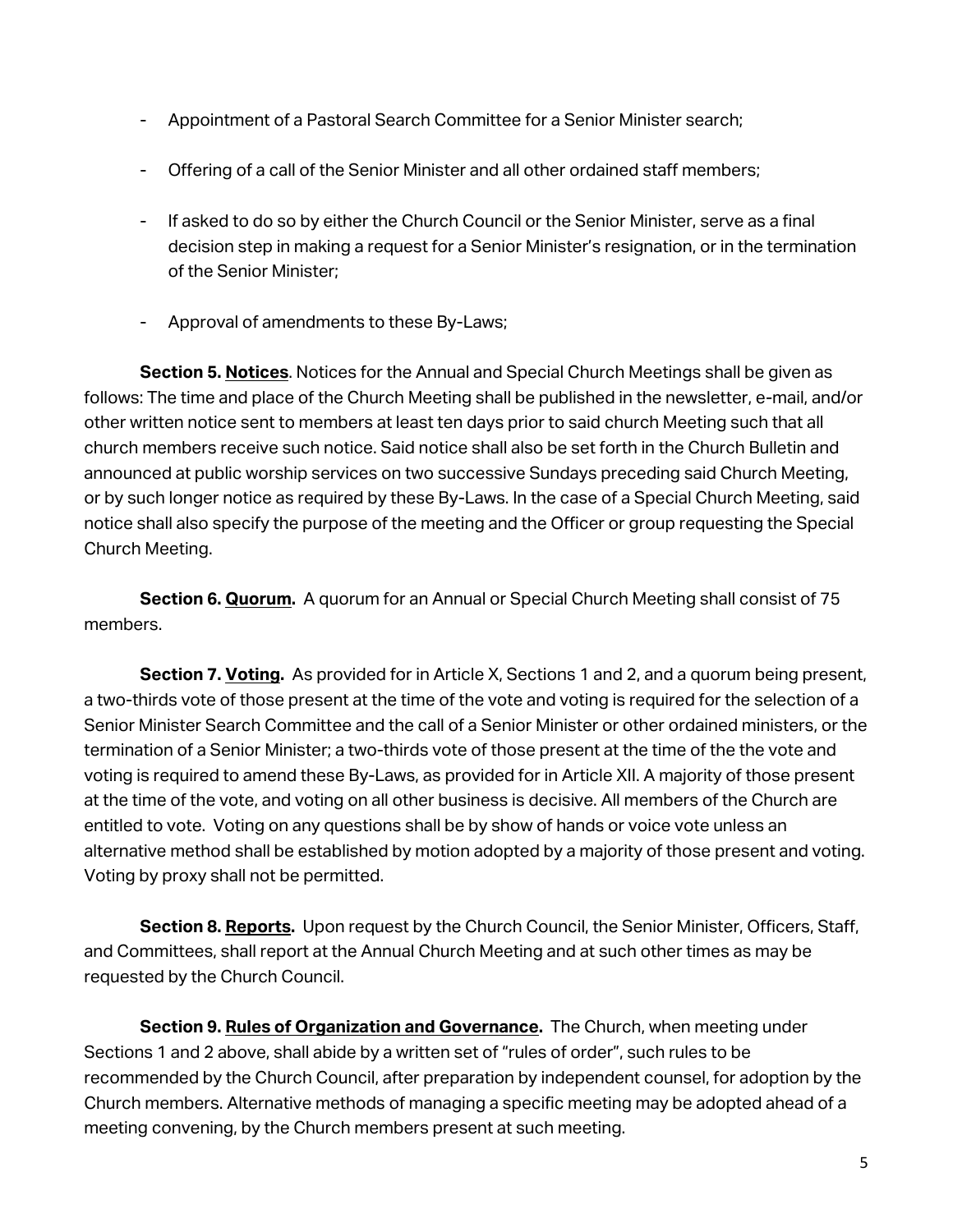- Appointment of a Pastoral Search Committee for a Senior Minister search;

- Offering of a call of the Senior Minister and all other ordained staff members;

- If asked to do so by either the Church Council or the Senior Minister, serve as a final decision step in making a request for a Senior Minister's resignation, or in the termination of the Senior Minister;

- Approval of amendments to these By-Laws;

**Section 5. <u>Notices</u>**. Notices for the Annual and Special Church Meetings shall be given as follows: The time and place of the Church Meeting shall be published in the newsletter, e-mail, and/or other written notice sent to members at least ten days prior to said church Meeting such that all church members receive such notice. Said notice shall also be set forth in the Church Bulletin and announced at public worship services on two successive Sundays preceding said Church Meeting, or by such longer notice as required by these By-Laws. In the case of a Special Church Meeting, said notice shall also specify the purpose of the meeting and the Officer or group requesting the Special Church Meeting.

**Section 6. <u>Quorum</u>.** A quorum for an Annual or Special Church Meeting shall consist of 75 members.

**Section 7. <u>Voting</u>.** As provided for in Article X, Sections 1 and 2, and a quorum being present, a two-thirds vote of those present at the time of the vote and voting is required for the selection of a Senior Minister Search Committee and the call of a Senior Minister or other ordained ministers, or the termination of a Senior Minister; a two-thirds vote of those present at the time of the the vote and voting is required to amend these By-Laws, as provided for in Article XII. A majority of those present at the time of the vote, and voting on all other business is decisive. All members of the Church are entitled to vote. Voting on any questions shall be by show of hands or voice vote unless an alternative method shall be established by motion adopted by a majority of those present and voting. Voting by proxy shall not be permitted.

**Section 8. <u>Reports</u>.** Upon request by the Church Council, the Senior Minister, Officers, Staff, and Committees, shall report at the Annual Church Meeting and at such other times as may be requested by the Church Council.

**Section 9. <u>Rules of Organization and Governance</u>.** The Church, when meeting under Sections 1 and 2 above, shall abide by a written set of "rules of order", such rules to be recommended by the Church Council, after preparation by independent counsel, for adoption by the Church members. Alternative methods of managing a specific meeting may be adopted ahead of a meeting convening, by the Church members present at such meeting.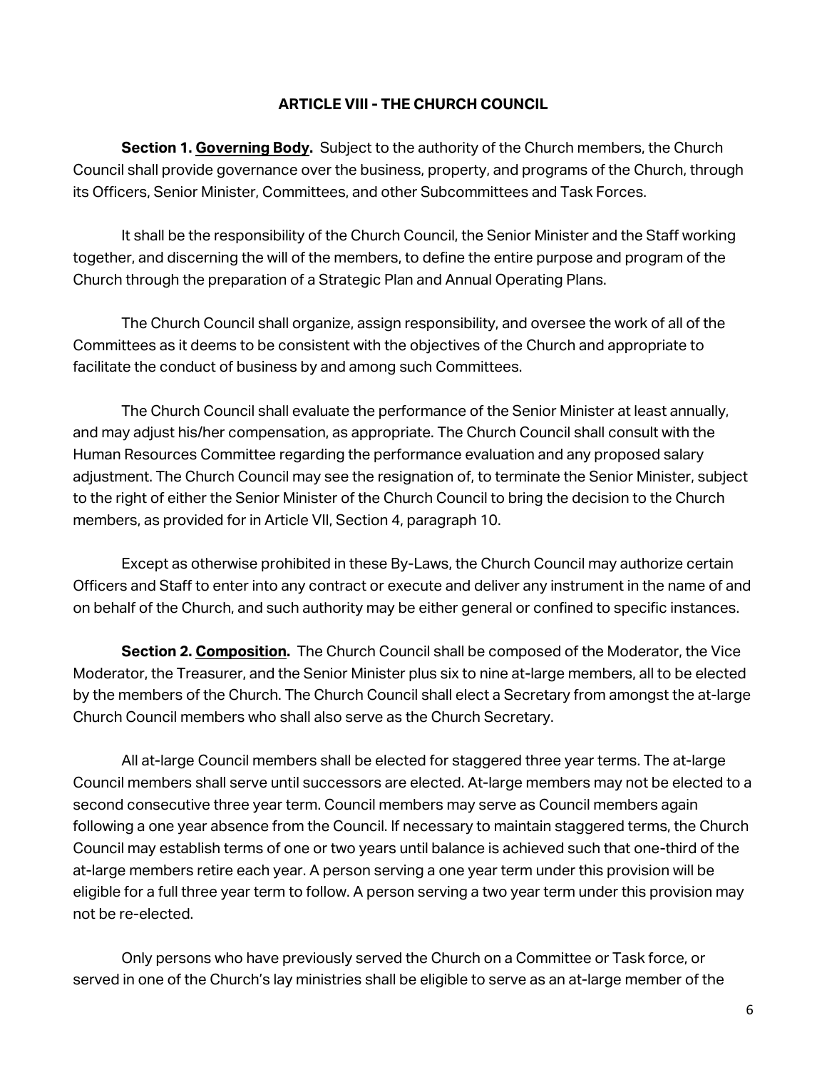## ARTICLE VIII - THE CHURCH COUNCIL

**Section 1. Governing Body.** Subject to the authority of the Church members, the Church Council shall provide governance over the business, property, and programs of the Church, through its Officers, Senior Minister, Committees, and other Subcommittees and Task Forces.

It shall be the responsibility of the Church Council, the Senior Minister and the Staff working together, and discerning the will of the members, to define the entire purpose and program of the Church through the preparation of a Strategic Plan and Annual Operating Plans.

The Church Council shall organize, assign responsibility, and oversee the work of all of the Committees as it deems to be consistent with the objectives of the Church and appropriate to facilitate the conduct of business by and among such Committees.

The Church Council shall evaluate the performance of the Senior Minister at least annually, and may adjust his/her compensation, as appropriate. The Church Council shall consult with the Human Resources Committee regarding the performance evaluation and any proposed salary adjustment. The Church Council may see the resignation of, to terminate the Senior Minister, subject to the right of either the Senior Minister of the Church Council to bring the decision to the Church members, as provided for in Article VII, Section 4, paragraph 10.

Except as otherwise prohibited in these By-Laws, the Church Council may authorize certain Officers and Staff to enter into any contract or execute and deliver any instrument in the name of and on behalf of the Church, and such authority may be either general or confined to specific instances.

**Section 2. Composition.** The Church Council shall be composed of the Moderator, the Vice Moderator, the Treasurer, and the Senior Minister plus six to nine at-large members, all to be elected by the members of the Church. The Church Council shall elect a Secretary from amongst the at-large Church Council members who shall also serve as the Church Secretary.

All at-large Council members shall be elected for staggered three year terms. The at-large Council members shall serve until successors are elected. At-large members may not be elected to a second consecutive three year term. Council members may serve as Council members again following a one year absence from the Council. If necessary to maintain staggered terms, the Church Council may establish terms of one or two years until balance is achieved such that one-third of the at-large members retire each year. A person serving a one year term under this provision will be eligible for a full three year term to follow. A person serving a two year term under this provision may not be re-elected.

Only persons who have previously served the Church on a Committee or Task force, or served in one of the Church's lay ministries shall be eligible to serve as an at-large member of the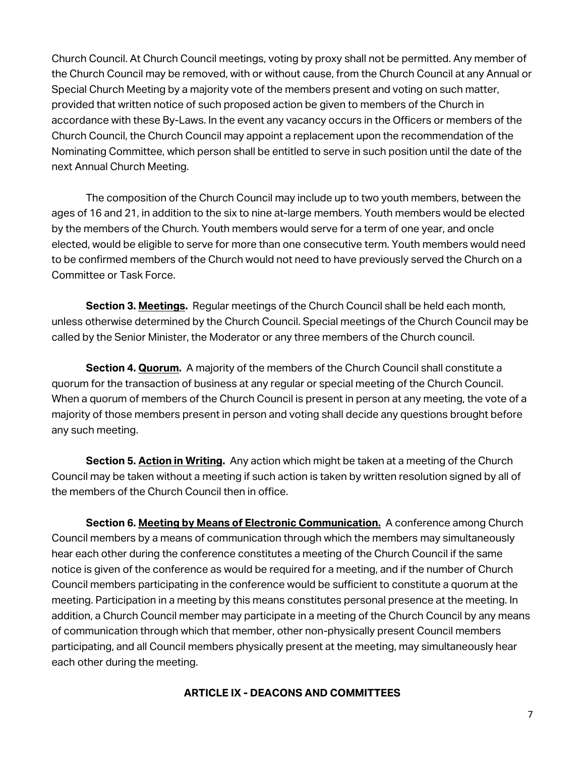Church Council. At Church Council meetings, voting by proxy shall not be permitted. Any member of the Church Council may be removed, with or without cause, from the Church Council at any Annual or Special Church Meeting by a majority vote of the members present and voting on such matter, provided that written notice of such proposed action be given to members of the Church in accordance with these By-Laws. In the event any vacancy occurs in the Officers or members of the Church Council, the Church Council may appoint a replacement upon the recommendation of the Nominating Committee, which person shall be entitled to serve in such position until the date of the next Annual Church Meeting.

The composition of the Church Council may include up to two youth members, between the ages of 16 and 21, in addition to the six to nine at-large members. Youth members would be elected by the members of the Church. Youth members would serve for a term of one year, and oncle elected, would be eligible to serve for more than one consecutive term. Youth members would need to be confirmed members of the Church would not need to have previously served the Church on a Committee or Task Force.

**Section 3. Meetings.** Regular meetings of the Church Council shall be held each month, unless otherwise determined by the Church Council. Special meetings of the Church Council may be called by the Senior Minister, the Moderator or any three members of the Church council.

**Section 4. Quorum.** A majority of the members of the Church Council shall constitute a quorum for the transaction of business at any regular or special meeting of the Church Council. When a quorum of members of the Church Council is present in person at any meeting, the vote of a majority of those members present in person and voting shall decide any questions brought before any such meeting.

**Section 5. Action in Writing.** Any action which might be taken at a meeting of the Church Council may be taken without a meeting if such action is taken by written resolution signed by all of the members of the Church Council then in office.

**Section 6. Meeting by Means of Electronic Communication.** A conference among Church Council members by a means of communication through which the members may simultaneously hear each other during the conference constitutes a meeting of the Church Council if the same notice is given of the conference as would be required for a meeting, and if the number of Church Council members participating in the conference would be sufficient to constitute a quorum at the meeting. Participation in a meeting by this means constitutes personal presence at the meeting. In addition, a Church Council member may participate in a meeting of the Church Council by any means of communication through which that member, other non-physically present Council members participating, and all Council members physically present at the meeting, may simultaneously hear each other during the meeting.

## ARTICLE IX - DEACONS AND COMMITTEES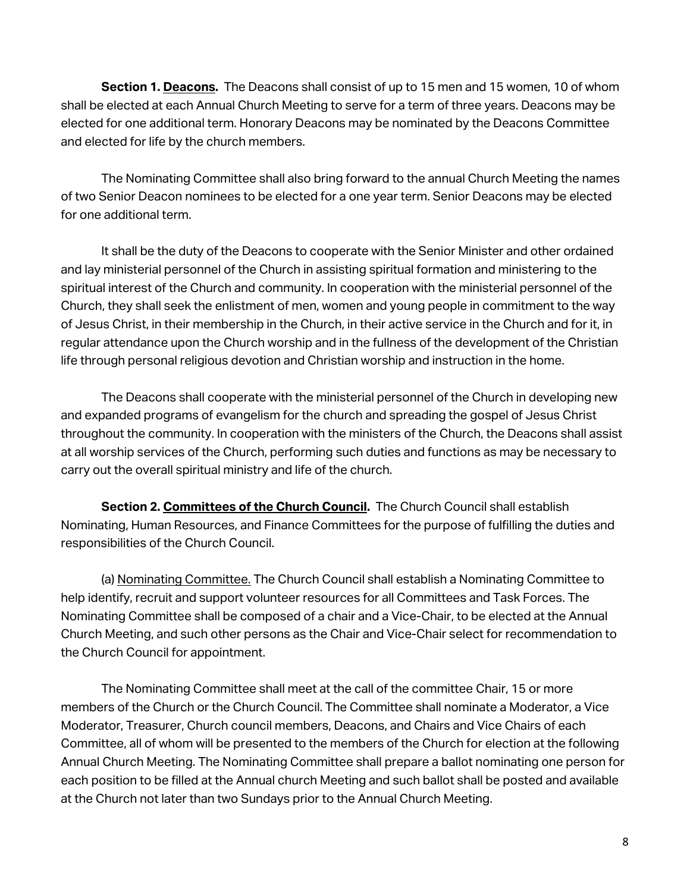**Section 1. <u>Deacons</u>.** The Deacons shall consist of up to 15 men and 15 women, 10 of whom shall be elected at each Annual Church Meeting to serve for a term of three years. Deacons may be elected for one additional term. Honorary Deacons may be nominated by the Deacons Committee and elected for life by the church members.

The Nominating Committee shall also bring forward to the annual Church Meeting the names of two Senior Deacon nominees to be elected for a one year term. Senior Deacons may be elected for one additional term.

It shall be the duty of the Deacons to cooperate with the Senior Minister and other ordained and lay ministerial personnel of the Church in assisting spiritual formation and ministering to the spiritual interest of the Church and community. In cooperation with the ministerial personnel of the Church, they shall seek the enlistment of men, women and young people in commitment to the way of Jesus Christ, in their membership in the Church, in their active service in the Church and for it, in regular attendance upon the Church worship and in the fullness of the development of the Christian life through personal religious devotion and Christian worship and instruction in the home.

The Deacons shall cooperate with the ministerial personnel of the Church in developing new and expanded programs of evangelism for the church and spreading the gospel of Jesus Christ throughout the community. In cooperation with the ministers of the Church, the Deacons shall assist at all worship services of the Church, performing such duties and functions as may be necessary to carry out the overall spiritual ministry and life of the church.

**Section 2. <u>Committees of the Church Council</u>.** The Church Council shall establish Nominating, Human Resources, and Finance Committees for the purpose of fulfilling the duties and responsibilities of the Church Council.

(a) <u>Nominating Committee.</u> The Church Council shall establish a Nominating Committee to help identify, recruit and support volunteer resources for all Committees and Task Forces. The Nominating Committee shall be composed of a chair and a Vice-Chair, to be elected at the Annual Church Meeting, and such other persons as the Chair and Vice-Chair select for recommendation to the Church Council for appointment.

The Nominating Committee shall meet at the call of the committee Chair, 15 or more members of the Church or the Church Council. The Committee shall nominate a Moderator, a Vice Moderator, Treasurer, Church council members, Deacons, and Chairs and Vice Chairs of each Committee, all of whom will be presented to the members of the Church for election at the following Annual Church Meeting. The Nominating Committee shall prepare a ballot nominating one person for each position to be filled at the Annual church Meeting and such ballot shall be posted and available at the Church not later than two Sundays prior to the Annual Church Meeting.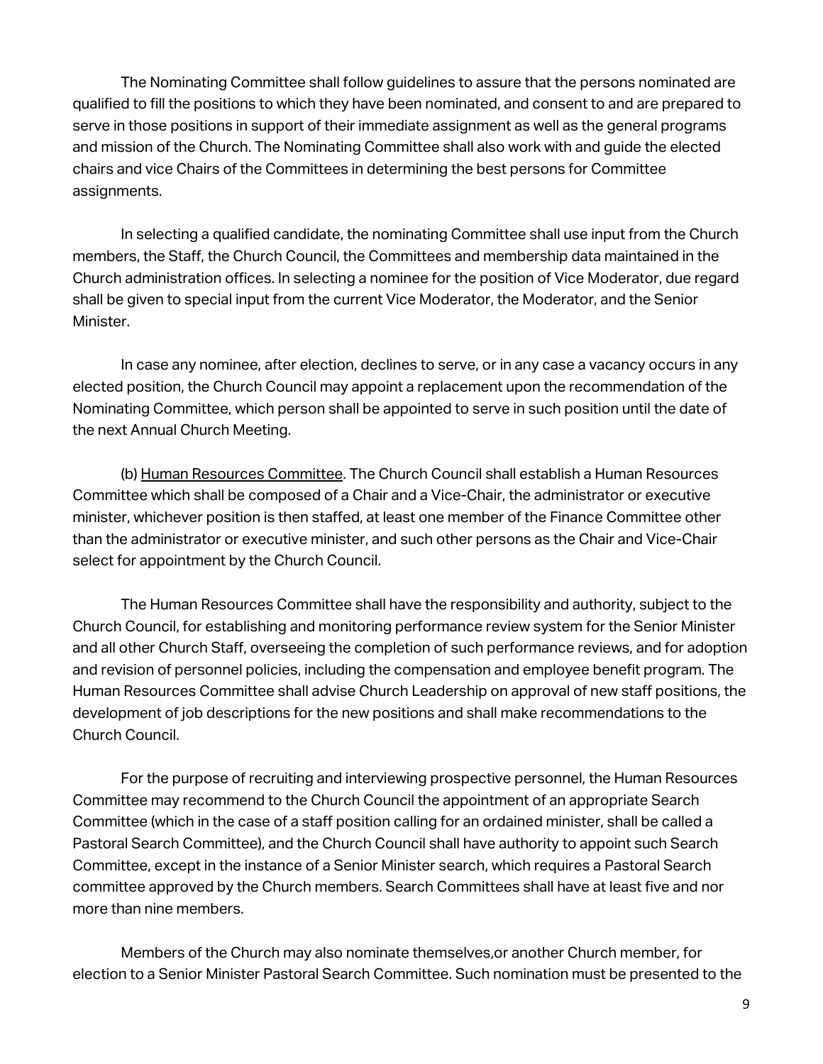The Nominating Committee shall follow guidelines to assure that the persons nominated are qualified to fill the positions to which they have been nominated, and consent to and are prepared to serve in those positions in support of their immediate assignment as well as the general programs and mission of the Church. The Nominating Committee shall also work with and guide the elected chairs and vice Chairs of the Committees in determining the best persons for Committee assignments.

In selecting a qualified candidate, the nominating Committee shall use input from the Church members, the Staff, the Church Council, the Committees and membership data maintained in the Church administration offices. In selecting a nominee for the position of Vice Moderator, due regard shall be given to special input from the current Vice Moderator, the Moderator, and the Senior Minister.

In case any nominee, after election, declines to serve, or in any case a vacancy occurs in any elected position, the Church Council may appoint a replacement upon the recommendation of the Nominating Committee, which person shall be appointed to serve in such position until the date of the next Annual Church Meeting.

(b) Human Resources Committee. The Church Council shall establish a Human Resources Committee which shall be composed of a Chair and a Vice-Chair, the administrator or executive minister, whichever position is then staffed, at least one member of the Finance Committee other than the administrator or executive minister, and such other persons as the Chair and Vice-Chair select for appointment by the Church Council.

The Human Resources Committee shall have the responsibility and authority, subject to the Church Council, for establishing and monitoring performance review system for the Senior Minister and all other Church Staff, overseeing the completion of such performance reviews, and for adoption and revision of personnel policies, including the compensation and employee benefit program. The Human Resources Committee shall advise Church Leadership on approval of new staff positions, the development of job descriptions for the new positions and shall make recommendations to the Church Council.

For the purpose of recruiting and interviewing prospective personnel, the Human Resources Committee may recommend to the Church Council the appointment of an appropriate Search Committee (which in the case of a staff position calling for an ordained minister, shall be called a Pastoral Search Committee), and the Church Council shall have authority to appoint such Search Committee, except in the instance of a Senior Minister search, which requires a Pastoral Search committee approved by the Church members. Search Committees shall have at least five and nor more than nine members.

Members of the Church may also nominate themselves,or another Church member, for election to a Senior Minister Pastoral Search Committee. Such nomination must be presented to the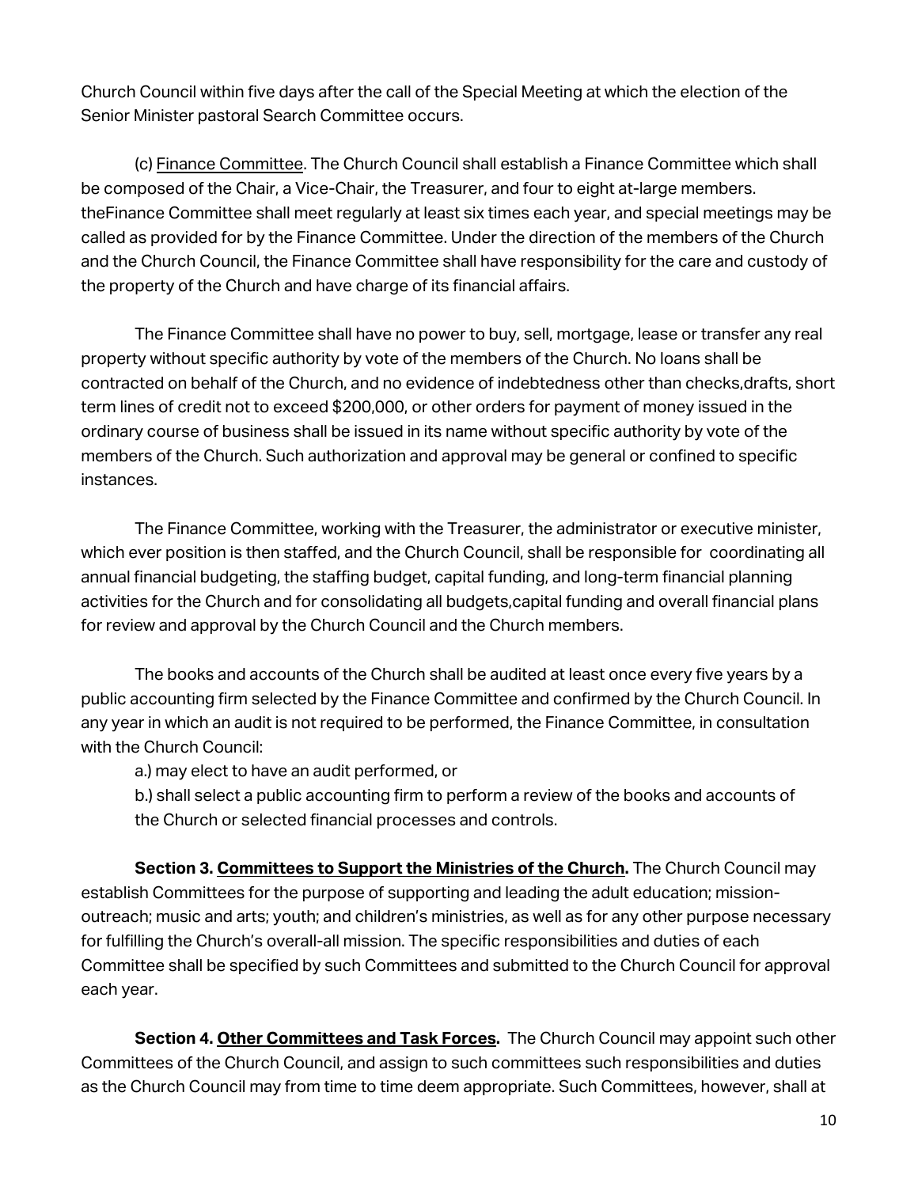Church Council within five days after the call of the Special Meeting at which the election of the Senior Minister pastoral Search Committee occurs.

(c) Finance Committee. The Church Council shall establish a Finance Committee which shall be composed of the Chair, a Vice-Chair, the Treasurer, and four to eight at-large members. theFinance Committee shall meet regularly at least six times each year, and special meetings may be called as provided for by the Finance Committee. Under the direction of the members of the Church and the Church Council, the Finance Committee shall have responsibility for the care and custody of the property of the Church and have charge of its financial affairs.

The Finance Committee shall have no power to buy, sell, mortgage, lease or transfer any real property without specific authority by vote of the members of the Church. No loans shall be contracted on behalf of the Church, and no evidence of indebtedness other than checks,drafts, short term lines of credit not to exceed $200,000, or other orders for payment of money issued in the ordinary course of business shall be issued in its name without specific authority by vote of the members of the Church. Such authorization and approval may be general or confined to specific instances.

The Finance Committee, working with the Treasurer, the administrator or executive minister, which ever position is then staffed, and the Church Council, shall be responsible for coordinating all annual financial budgeting, the staffing budget, capital funding, and long-term financial planning activities for the Church and for consolidating all budgets,capital funding and overall financial plans for review and approval by the Church Council and the Church members.

The books and accounts of the Church shall be audited at least once every five years by a public accounting firm selected by the Finance Committee and confirmed by the Church Council. In any year in which an audit is not required to be performed, the Finance Committee, in consultation with the Church Council:

a.) may elect to have an audit performed, or

b.) shall select a public accounting firm to perform a review of the books and accounts of the Church or selected financial processes and controls.

**Section 3. Committees to Support the Ministries of the Church.** The Church Council may establish Committees for the purpose of supporting and leading the adult education; mission-outreach; music and arts; youth; and children's ministries, as well as for any other purpose necessary for fulfilling the Church's overall-all mission. The specific responsibilities and duties of each Committee shall be specified by such Committees and submitted to the Church Council for approval each year.

**Section 4. Other Committees and Task Forces.** The Church Council may appoint such other Committees of the Church Council, and assign to such committees such responsibilities and duties as the Church Council may from time to time deem appropriate. Such Committees, however, shall at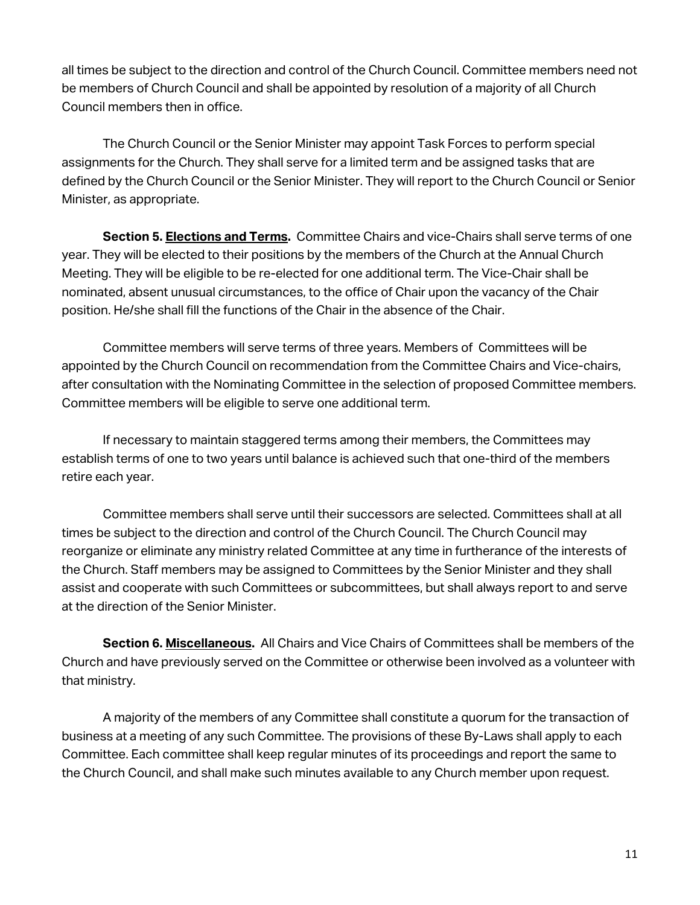all times be subject to the direction and control of the Church Council. Committee members need not be members of Church Council and shall be appointed by resolution of a majority of all Church Council members then in office.

The Church Council or the Senior Minister may appoint Task Forces to perform special assignments for the Church. They shall serve for a limited term and be assigned tasks that are defined by the Church Council or the Senior Minister. They will report to the Church Council or Senior Minister, as appropriate.

**Section 5. Elections and Terms.** Committee Chairs and vice-Chairs shall serve terms of one year. They will be elected to their positions by the members of the Church at the Annual Church Meeting. They will be eligible to be re-elected for one additional term. The Vice-Chair shall be nominated, absent unusual circumstances, to the office of Chair upon the vacancy of the Chair position. He/she shall fill the functions of the Chair in the absence of the Chair.

Committee members will serve terms of three years. Members of Committees will be appointed by the Church Council on recommendation from the Committee Chairs and Vice-chairs, after consultation with the Nominating Committee in the selection of proposed Committee members. Committee members will be eligible to serve one additional term.

If necessary to maintain staggered terms among their members, the Committees may establish terms of one to two years until balance is achieved such that one-third of the members retire each year.

Committee members shall serve until their successors are selected. Committees shall at all times be subject to the direction and control of the Church Council. The Church Council may reorganize or eliminate any ministry related Committee at any time in furtherance of the interests of the Church. Staff members may be assigned to Committees by the Senior Minister and they shall assist and cooperate with such Committees or subcommittees, but shall always report to and serve at the direction of the Senior Minister.

**Section 6. Miscellaneous.** All Chairs and Vice Chairs of Committees shall be members of the Church and have previously served on the Committee or otherwise been involved as a volunteer with that ministry.

A majority of the members of any Committee shall constitute a quorum for the transaction of business at a meeting of any such Committee. The provisions of these By-Laws shall apply to each Committee. Each committee shall keep regular minutes of its proceedings and report the same to the Church Council, and shall make such minutes available to any Church member upon request.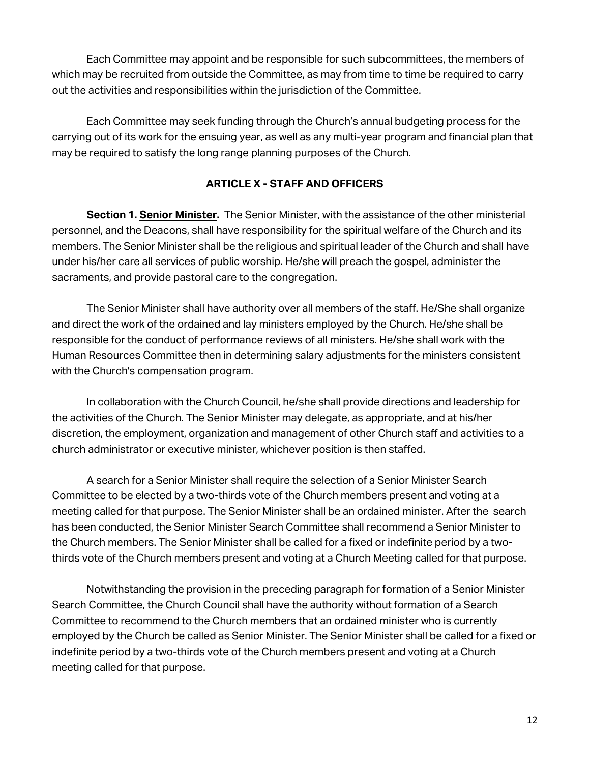Each Committee may appoint and be responsible for such subcommittees, the members of which may be recruited from outside the Committee, as may from time to time be required to carry out the activities and responsibilities within the jurisdiction of the Committee.

Each Committee may seek funding through the Church's annual budgeting process for the carrying out of its work for the ensuing year, as well as any multi-year program and financial plan that may be required to satisfy the long range planning purposes of the Church.

## ARTICLE X - STAFF AND OFFICERS

**Section 1. Senior Minister.** The Senior Minister, with the assistance of the other ministerial personnel, and the Deacons, shall have responsibility for the spiritual welfare of the Church and its members. The Senior Minister shall be the religious and spiritual leader of the Church and shall have under his/her care all services of public worship. He/she will preach the gospel, administer the sacraments, and provide pastoral care to the congregation.

The Senior Minister shall have authority over all members of the staff. He/She shall organize and direct the work of the ordained and lay ministers employed by the Church. He/she shall be responsible for the conduct of performance reviews of all ministers. He/she shall work with the Human Resources Committee then in determining salary adjustments for the ministers consistent with the Church's compensation program.

In collaboration with the Church Council, he/she shall provide directions and leadership for the activities of the Church. The Senior Minister may delegate, as appropriate, and at his/her discretion, the employment, organization and management of other Church staff and activities to a church administrator or executive minister, whichever position is then staffed.

A search for a Senior Minister shall require the selection of a Senior Minister Search Committee to be elected by a two-thirds vote of the Church members present and voting at a meeting called for that purpose. The Senior Minister shall be an ordained minister. After the search has been conducted, the Senior Minister Search Committee shall recommend a Senior Minister to the Church members. The Senior Minister shall be called for a fixed or indefinite period by a two-thirds vote of the Church members present and voting at a Church Meeting called for that purpose.

Notwithstanding the provision in the preceding paragraph for formation of a Senior Minister Search Committee, the Church Council shall have the authority without formation of a Search Committee to recommend to the Church members that an ordained minister who is currently employed by the Church be called as Senior Minister. The Senior Minister shall be called for a fixed or indefinite period by a two-thirds vote of the Church members present and voting at a Church meeting called for that purpose.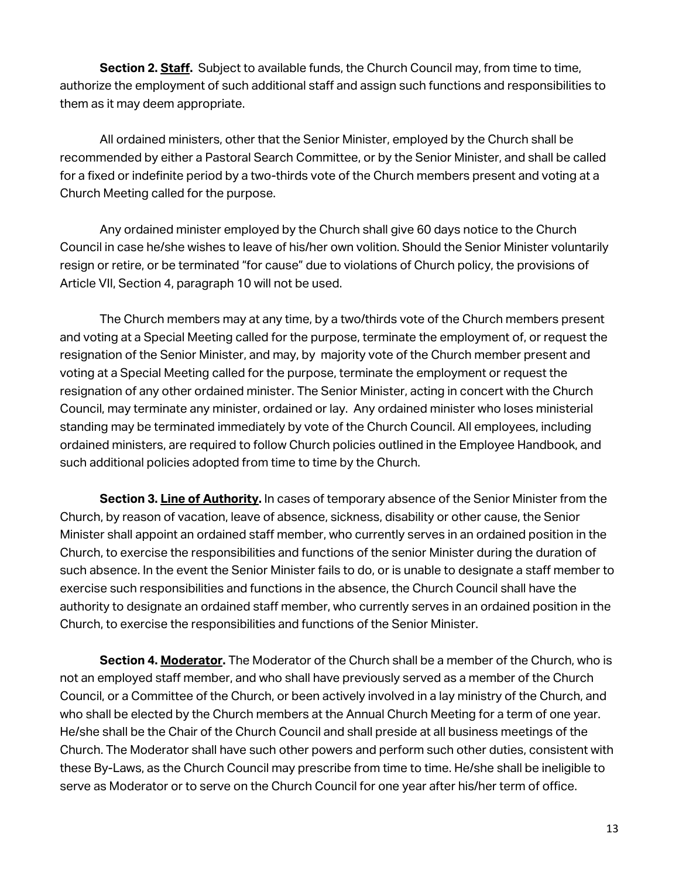**Section 2. <u>Staff</u>.** Subject to available funds, the Church Council may, from time to time, authorize the employment of such additional staff and assign such functions and responsibilities to them as it may deem appropriate.

All ordained ministers, other that the Senior Minister, employed by the Church shall be recommended by either a Pastoral Search Committee, or by the Senior Minister, and shall be called for a fixed or indefinite period by a two-thirds vote of the Church members present and voting at a Church Meeting called for the purpose.

Any ordained minister employed by the Church shall give 60 days notice to the Church Council in case he/she wishes to leave of his/her own volition. Should the Senior Minister voluntarily resign or retire, or be terminated "for cause" due to violations of Church policy, the provisions of Article VII, Section 4, paragraph 10 will not be used.

The Church members may at any time, by a two/thirds vote of the Church members present and voting at a Special Meeting called for the purpose, terminate the employment of, or request the resignation of the Senior Minister, and may, by majority vote of the Church member present and voting at a Special Meeting called for the purpose, terminate the employment or request the resignation of any other ordained minister. The Senior Minister, acting in concert with the Church Council, may terminate any minister, ordained or lay. Any ordained minister who loses ministerial standing may be terminated immediately by vote of the Church Council. All employees, including ordained ministers, are required to follow Church policies outlined in the Employee Handbook, and such additional policies adopted from time to time by the Church.

**Section 3. <u>Line of Authority</u>.** In cases of temporary absence of the Senior Minister from the Church, by reason of vacation, leave of absence, sickness, disability or other cause, the Senior Minister shall appoint an ordained staff member, who currently serves in an ordained position in the Church, to exercise the responsibilities and functions of the senior Minister during the duration of such absence. In the event the Senior Minister fails to do, or is unable to designate a staff member to exercise such responsibilities and functions in the absence, the Church Council shall have the authority to designate an ordained staff member, who currently serves in an ordained position in the Church, to exercise the responsibilities and functions of the Senior Minister.

**Section 4. <u>Moderator</u>.** The Moderator of the Church shall be a member of the Church, who is not an employed staff member, and who shall have previously served as a member of the Church Council, or a Committee of the Church, or been actively involved in a lay ministry of the Church, and who shall be elected by the Church members at the Annual Church Meeting for a term of one year. He/she shall be the Chair of the Church Council and shall preside at all business meetings of the Church. The Moderator shall have such other powers and perform such other duties, consistent with these By-Laws, as the Church Council may prescribe from time to time. He/she shall be ineligible to serve as Moderator or to serve on the Church Council for one year after his/her term of office.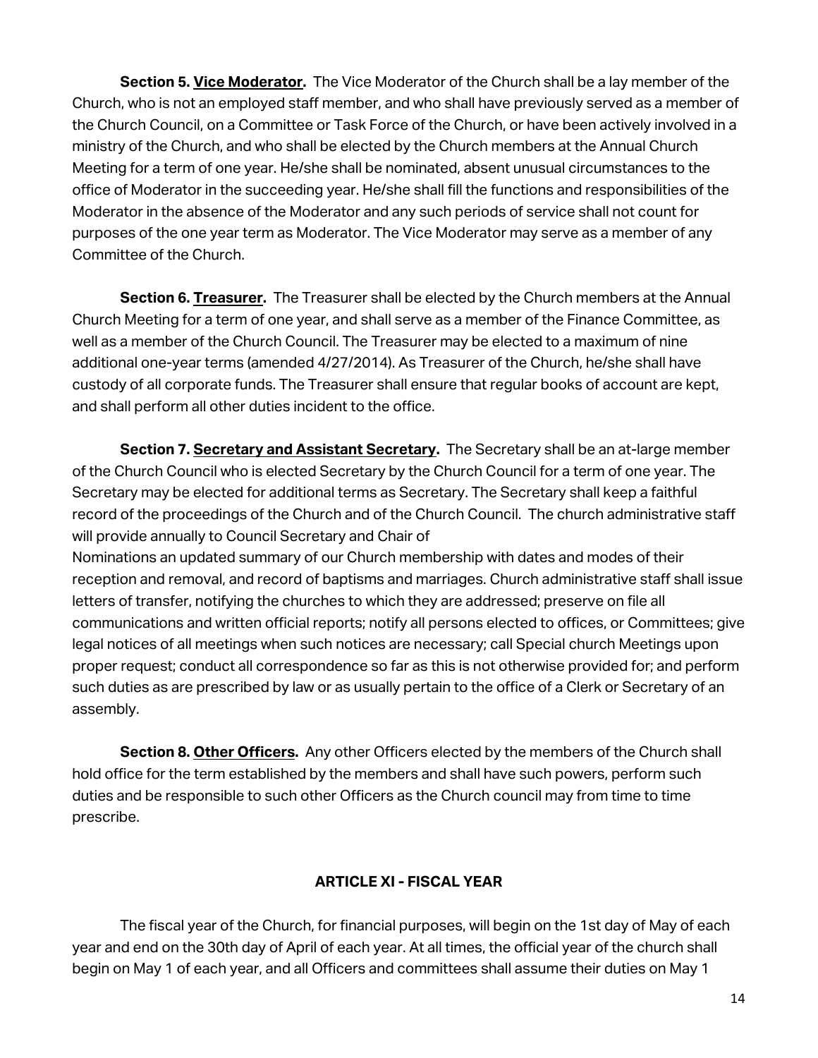**Section 5. <u>Vice Moderator</u>.** The Vice Moderator of the Church shall be a lay member of the Church, who is not an employed staff member, and who shall have previously served as a member of the Church Council, on a Committee or Task Force of the Church, or have been actively involved in a ministry of the Church, and who shall be elected by the Church members at the Annual Church Meeting for a term of one year. He/she shall be nominated, absent unusual circumstances to the office of Moderator in the succeeding year. He/she shall fill the functions and responsibilities of the Moderator in the absence of the Moderator and any such periods of service shall not count for purposes of the one year term as Moderator. The Vice Moderator may serve as a member of any Committee of the Church.

**Section 6. <u>Treasurer</u>.** The Treasurer shall be elected by the Church members at the Annual Church Meeting for a term of one year, and shall serve as a member of the Finance Committee, as well as a member of the Church Council. The Treasurer may be elected to a maximum of nine additional one-year terms (amended 4/27/2014). As Treasurer of the Church, he/she shall have custody of all corporate funds. The Treasurer shall ensure that regular books of account are kept, and shall perform all other duties incident to the office.

**Section 7. <u>Secretary and Assistant Secretary</u>.** The Secretary shall be an at-large member of the Church Council who is elected Secretary by the Church Council for a term of one year. The Secretary may be elected for additional terms as Secretary. The Secretary shall keep a faithful record of the proceedings of the Church and of the Church Council. The church administrative staff will provide annually to Council Secretary and Chair of Nominations an updated summary of our Church membership with dates and modes of their reception and removal, and record of baptisms and marriages. Church administrative staff shall issue letters of transfer, notifying the churches to which they are addressed; preserve on file all communications and written official reports; notify all persons elected to offices, or Committees; give legal notices of all meetings when such notices are necessary; call Special church Meetings upon proper request; conduct all correspondence so far as this is not otherwise provided for; and perform such duties as are prescribed by law or as usually pertain to the office of a Clerk or Secretary of an assembly.

**Section 8. <u>Other Officers</u>.** Any other Officers elected by the members of the Church shall hold office for the term established by the members and shall have such powers, perform such duties and be responsible to such other Officers as the Church council may from time to time prescribe.

## ARTICLE XI - FISCAL YEAR

The fiscal year of the Church, for financial purposes, will begin on the 1st day of May of each year and end on the 30th day of April of each year. At all times, the official year of the church shall begin on May 1 of each year, and all Officers and committees shall assume their duties on May 1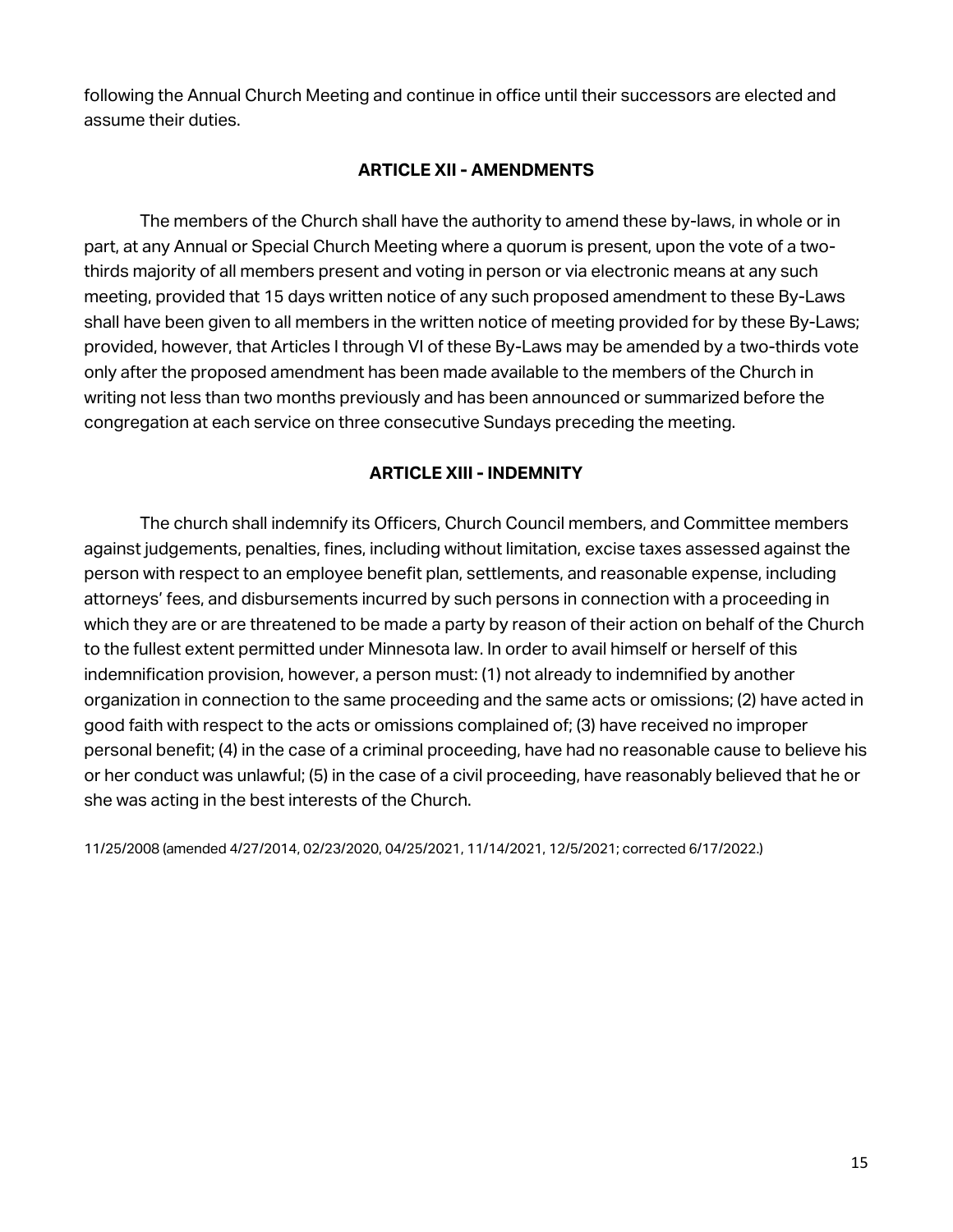following the Annual Church Meeting and continue in office until their successors are elected and assume their duties.

## ARTICLE XII - AMENDMENTS

The members of the Church shall have the authority to amend these by-laws, in whole or in part, at any Annual or Special Church Meeting where a quorum is present, upon the vote of a two-thirds majority of all members present and voting in person or via electronic means at any such meeting, provided that 15 days written notice of any such proposed amendment to these By-Laws shall have been given to all members in the written notice of meeting provided for by these By-Laws; provided, however, that Articles I through VI of these By-Laws may be amended by a two-thirds vote only after the proposed amendment has been made available to the members of the Church in writing not less than two months previously and has been announced or summarized before the congregation at each service on three consecutive Sundays preceding the meeting.

## ARTICLE XIII - INDEMNITY

The church shall indemnify its Officers, Church Council members, and Committee members against judgements, penalties, fines, including without limitation, excise taxes assessed against the person with respect to an employee benefit plan, settlements, and reasonable expense, including attorneys' fees, and disbursements incurred by such persons in connection with a proceeding in which they are or are threatened to be made a party by reason of their action on behalf of the Church to the fullest extent permitted under Minnesota law. In order to avail himself or herself of this indemnification provision, however, a person must: (1) not already to indemnified by another organization in connection to the same proceeding and the same acts or omissions; (2) have acted in good faith with respect to the acts or omissions complained of; (3) have received no improper personal benefit; (4) in the case of a criminal proceeding, have had no reasonable cause to believe his or her conduct was unlawful; (5) in the case of a civil proceeding, have reasonably believed that he or she was acting in the best interests of the Church.

11/25/2008 (amended 4/27/2014, 02/23/2020, 04/25/2021, 11/14/2021, 12/5/2021; corrected 6/17/2022.)